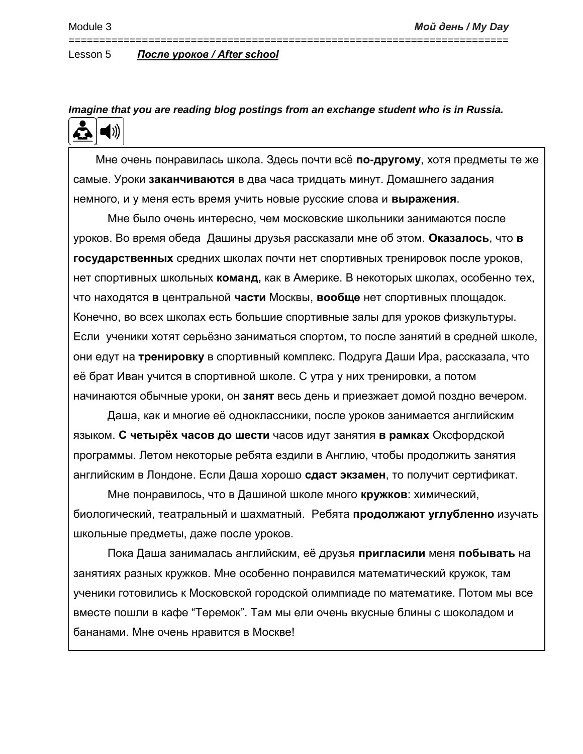Module 3 ***Мой день / My Day***

Lesson 5 ***<u>После уроков / After school</u>***

***Imagine that you are reading blog postings from an exchange student who is in Russia.***

Мне очень понравилась школа. Здесь почти всё **по-другому**, хотя предметы те же самые. Уроки **заканчиваются** в два часа тридцать минут. Домашнего задания немного, и у меня есть время учить новые русские слова и **выражения**.

Мне было очень интересно, чем московские школьники занимаются после уроков. Во время обеда Дашины друзья рассказали мне об этом. **Оказалось**, что **в государственных** средних школах почти нет спортивных тренировок после уроков, нет спортивных школьных **команд,** как в Америке. В некоторых школах, особенно тех, что находятся **в** центральной **части** Москвы, **вообще** нет спортивных площадок. Конечно, во всех школах есть большие спортивные залы для уроков физкультуры. Если ученики хотят серьёзно заниматься спортом, то после занятий в средней школе, они едут на **тренировку** в спортивный комплекс. Подруга Даши Ира, рассказала, что её брат Иван учится в спортивной школе. С утра у них тренировки, а потом начинаются обычные уроки, он **занят** весь день и приезжает домой поздно вечером.

Даша, как и многие её одноклассники, после уроков занимается английским языком. **С четырёх часов до шести** часов идут занятия **в рамках** Оксфордской программы. Летом некоторые ребята ездили в Англию, чтобы продолжить занятия английским в Лондоне. Если Даша хорошо **сдаст экзамен**, то получит сертификат.

Мне понравилось, что в Дашиной школе много **кружков**: химический, биологический, театральный и шахматный. Ребята **продолжают углубленно** изучать школьные предметы, даже после уроков.

Пока Даша занималась английским, её друзья **пригласили** меня **побывать** на занятиях разных кружков. Мне особенно понравился математический кружок, там ученики готовились к Московской городской олимпиаде по математике. Потом мы все вместе пошли в кафе "Теремок". Там мы ели очень вкусные блины с шоколадом и бананами. Мне очень нравится в Москве!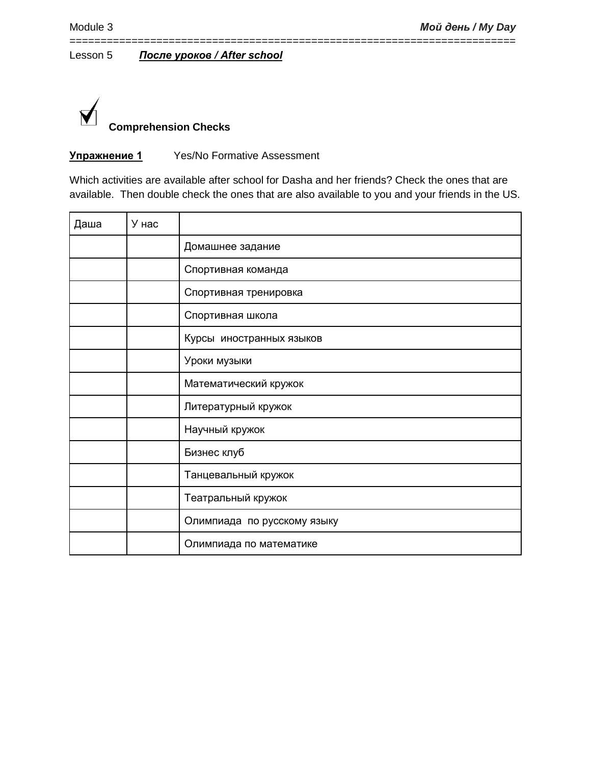Lesson 5 ***После уроков / After school***

### Comprehension Checks

**Упражнение 1** Yes/No Formative Assessment

Which activities are available after school for Dasha and her friends? Check the ones that are available. Then double check the ones that are also available to you and your friends in the US.

| Даша | У нас | |
|---|---|---|
| | | Домашнее задание |
| | | Спортивная команда |
| | | Спортивная тренировка |
| | | Спортивная школа |
| | | Курсы иностранных языков |
| | | Уроки музыки |
| | | Математический кружок |
| | | Литературный кружок |
| | | Научный кружок |
| | | Бизнес клуб |
| | | Танцевальный кружок |
| | | Театральный кружок |
| | | Олимпиада по русскому языку |
| | | Олимпиада по математике |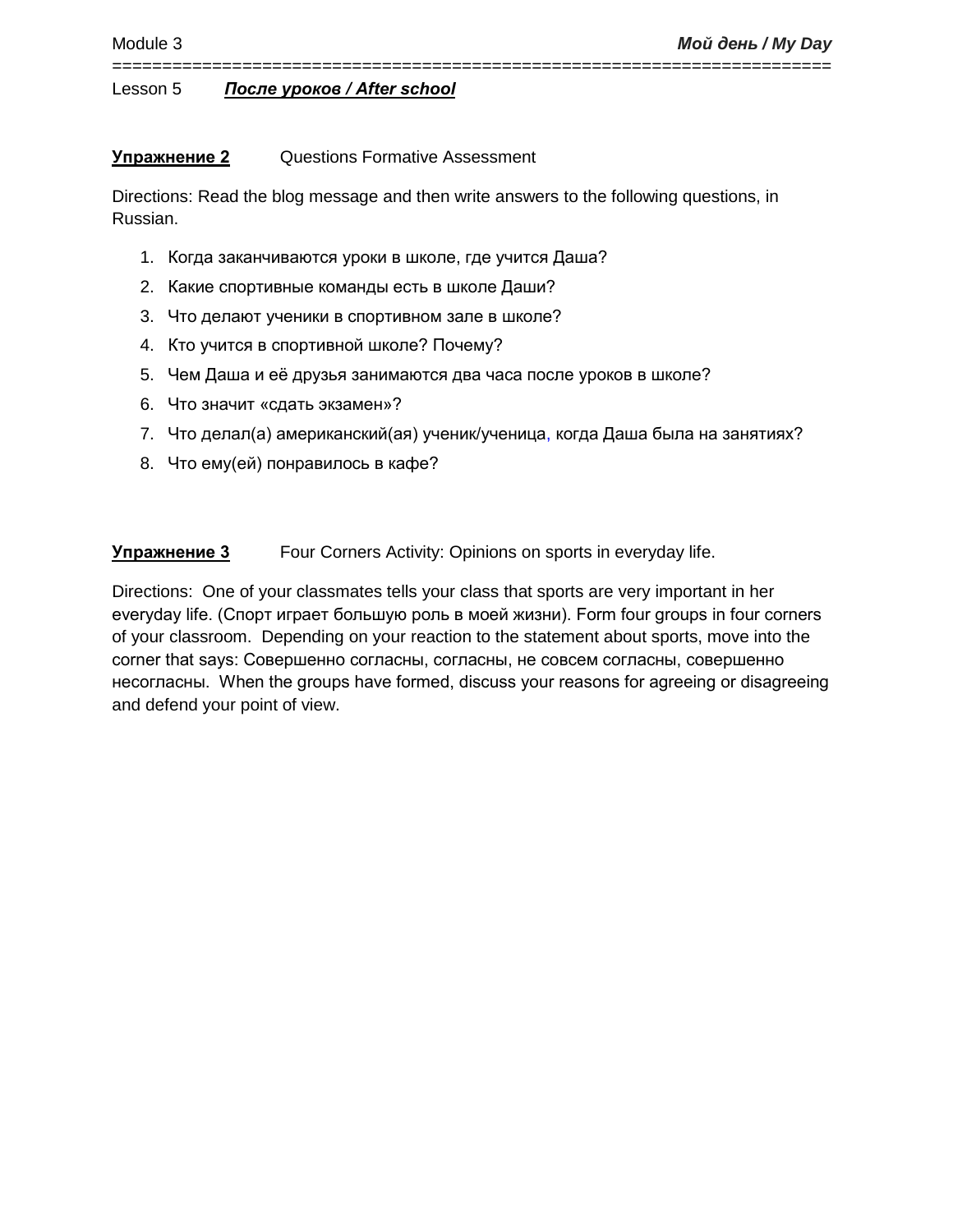Lesson 5 ***После уроков / After school***

**Упражнение 2** Questions Formative Assessment

Directions: Read the blog message and then write answers to the following questions, in Russian.

1. Когда заканчиваются уроки в школе, где учится Даша?
2. Какие спортивные команды есть в школе Даши?
3. Что делают ученики в спортивном зале в школе?
4. Кто учится в спортивной школе? Почему?
5. Чем Даша и её друзья занимаются два часа после уроков в школе?
6. Что значит «сдать экзамен»?
7. Что делал(а) американский(ая) ученик/ученица, когда Даша была на занятиях?
8. Что ему(ей) понравилось в кафе?

**Упражнение 3** Four Corners Activity: Opinions on sports in everyday life.

Directions: One of your classmates tells your class that sports are very important in her everyday life. (Спорт играет большую роль в моей жизни). Form four groups in four corners of your classroom. Depending on your reaction to the statement about sports, move into the corner that says: Совершенно согласны, согласны, не совсем согласны, совершенно несогласны. When the groups have formed, discuss your reasons for agreeing or disagreeing and defend your point of view.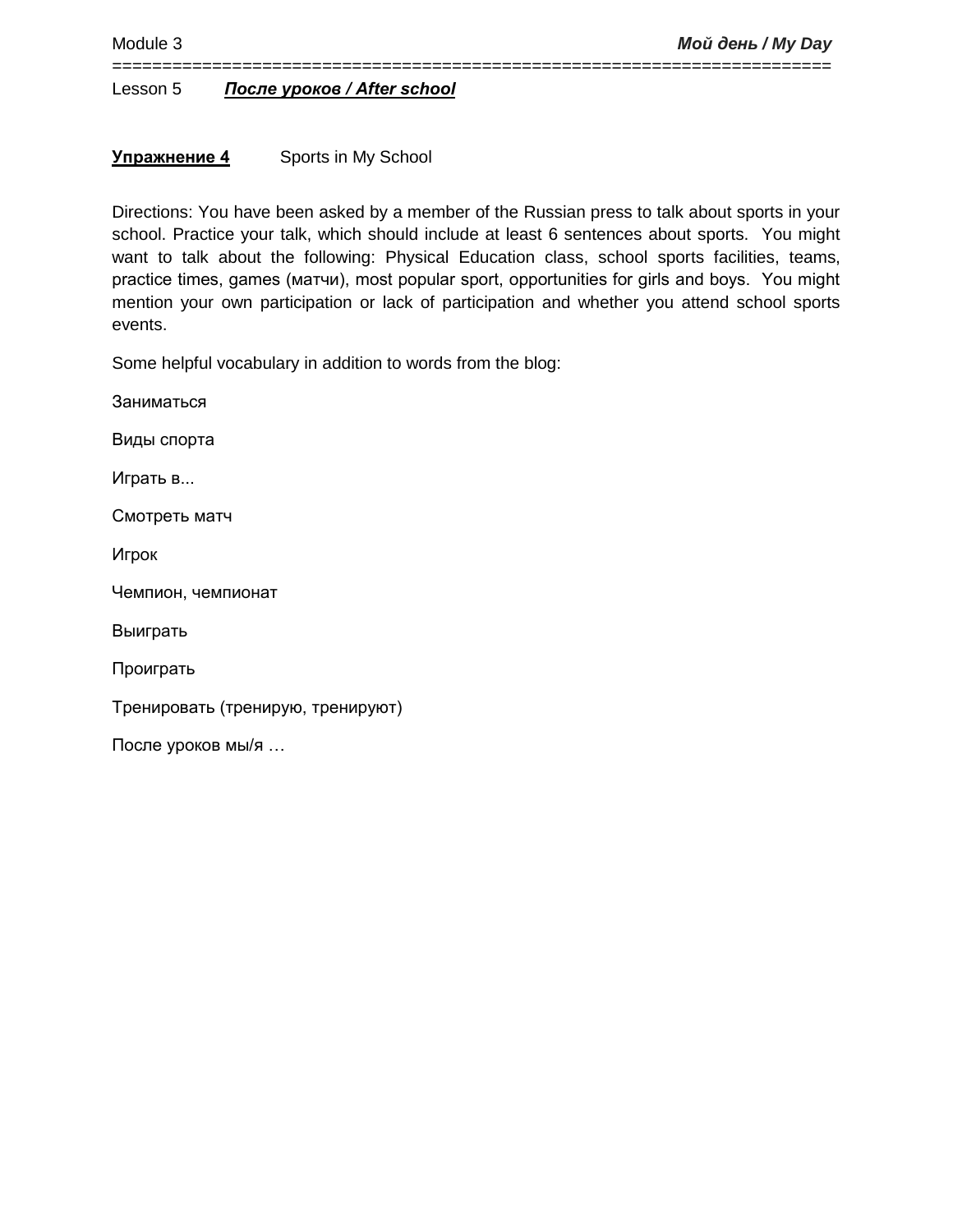Lesson 5 ***После уроков / After school***

**Упражнение 4** Sports in My School

Directions: You have been asked by a member of the Russian press to talk about sports in your school. Practice your talk, which should include at least 6 sentences about sports. You might want to talk about the following: Physical Education class, school sports facilities, teams, practice times, games (матчи), most popular sport, opportunities for girls and boys. You might mention your own participation or lack of participation and whether you attend school sports events.

Some helpful vocabulary in addition to words from the blog:

Заниматься

Виды спорта

Играть в...

Смотреть матч

Игрок

Чемпион, чемпионат

Выиграть

Проиграть

Тренировать (тренирую, тренируют)

После уроков мы/я …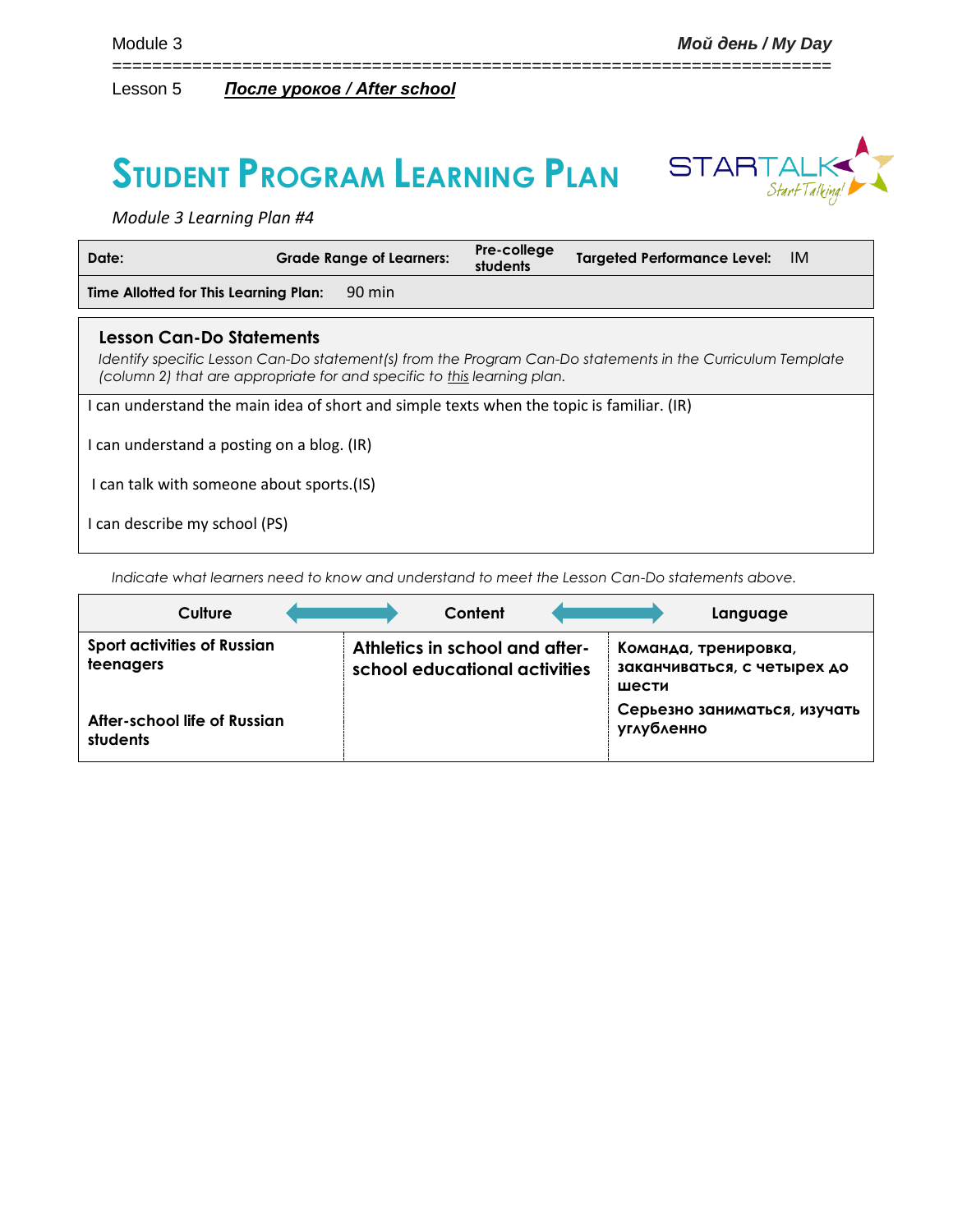Lesson 5 ***После уроков / After school***

# STUDENT PROGRAM LEARNING PLAN

*Module 3 Learning Plan #4*

| **Date:** | **Grade Range of Learners:** | **Pre-college students** | **Targeted Performance Level:** | IM |
|---|---|---|---|---|
| **Time Allotted for This Learning Plan:** | 90 min | | | |

## Lesson Can-Do Statements

*Identify specific Lesson Can-Do statement(s) from the Program Can-Do statements in the Curriculum Template (column 2) that are appropriate for and specific to this learning plan.*

I can understand the main idea of short and simple texts when the topic is familiar. (IR)

I can understand a posting on a blog. (IR)

I can talk with someone about sports.(IS)

I can describe my school (PS)

*Indicate what learners need to know and understand to meet the Lesson Can-Do statements above.*

| Culture | Content | Language |
|---|---|---|
| **Sport activities of Russian teenagers**<br><br>**After-school life of Russian students** | **Athletics in school and after-school educational activities** | **Команда, тренировка, заканчиваться, с четырех до шести**<br><br>**Серьезно заниматься, изучать углубленно** |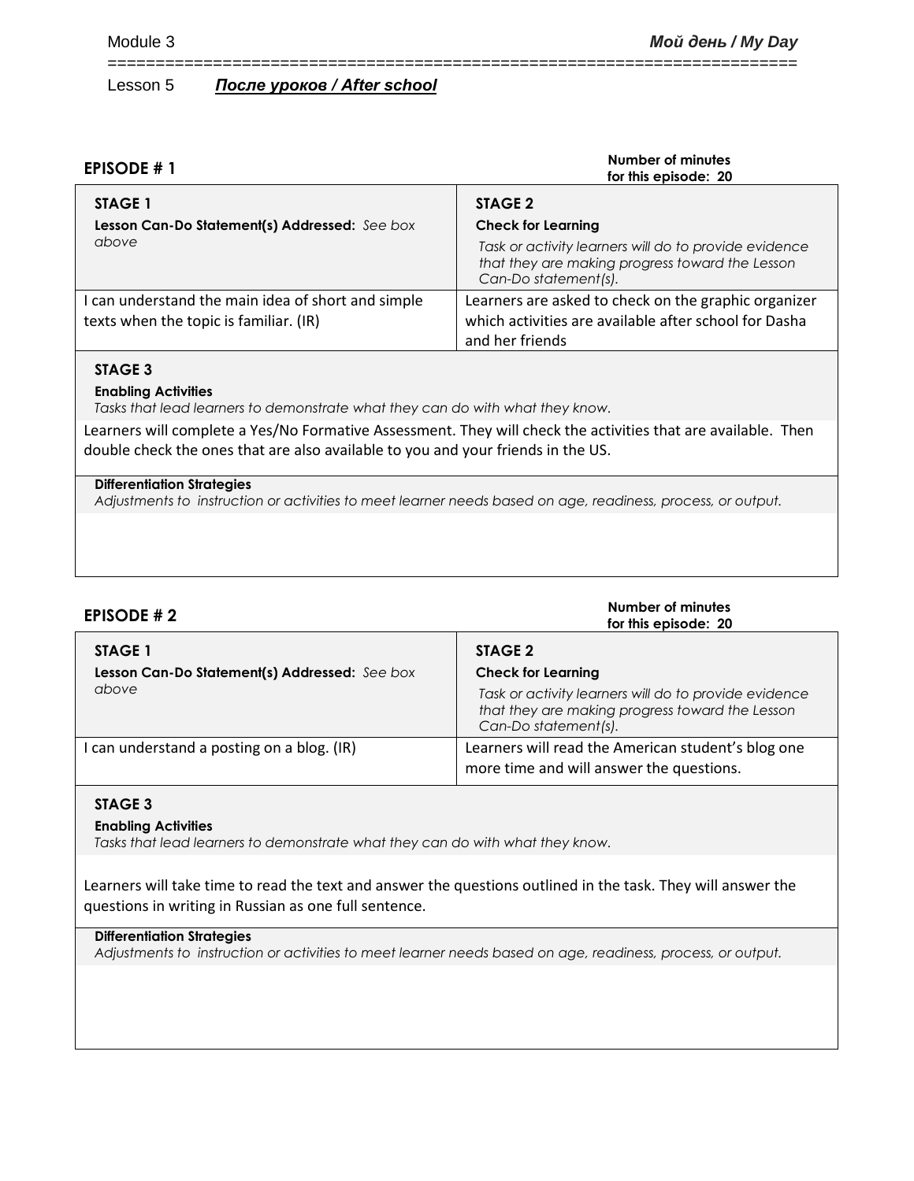Lesson 5 ***После уроков / After school***

## EPISODE # 1

**Number of minutes for this episode: 20**

| **STAGE 1**<br>**Lesson Can-Do Statement(s) Addressed:** *See box above* | **STAGE 2**<br>**Check for Learning**<br>*Task or activity learners will do to provide evidence that they are making progress toward the Lesson Can-Do statement(s).* |
|---|---|
| I can understand the main idea of short and simple texts when the topic is familiar. (IR) | Learners are asked to check on the graphic organizer which activities are available after school for Dasha and her friends |

**STAGE 3**

**Enabling Activities**

*Tasks that lead learners to demonstrate what they can do with what they know.*

Learners will complete a Yes/No Formative Assessment. They will check the activities that are available. Then double check the ones that are also available to you and your friends in the US.

**Differentiation Strategies**

*Adjustments to instruction or activities to meet learner needs based on age, readiness, process, or output.*

## EPISODE # 2

**Number of minutes for this episode: 20**

| **STAGE 1**<br>**Lesson Can-Do Statement(s) Addressed:** *See box above* | **STAGE 2**<br>**Check for Learning**<br>*Task or activity learners will do to provide evidence that they are making progress toward the Lesson Can-Do statement(s).* |
|---|---|
| I can understand a posting on a blog. (IR) | Learners will read the American student's blog one more time and will answer the questions. |

**STAGE 3**

**Enabling Activities**

*Tasks that lead learners to demonstrate what they can do with what they know.*

Learners will take time to read the text and answer the questions outlined in the task. They will answer the questions in writing in Russian as one full sentence.

**Differentiation Strategies**

*Adjustments to instruction or activities to meet learner needs based on age, readiness, process, or output.*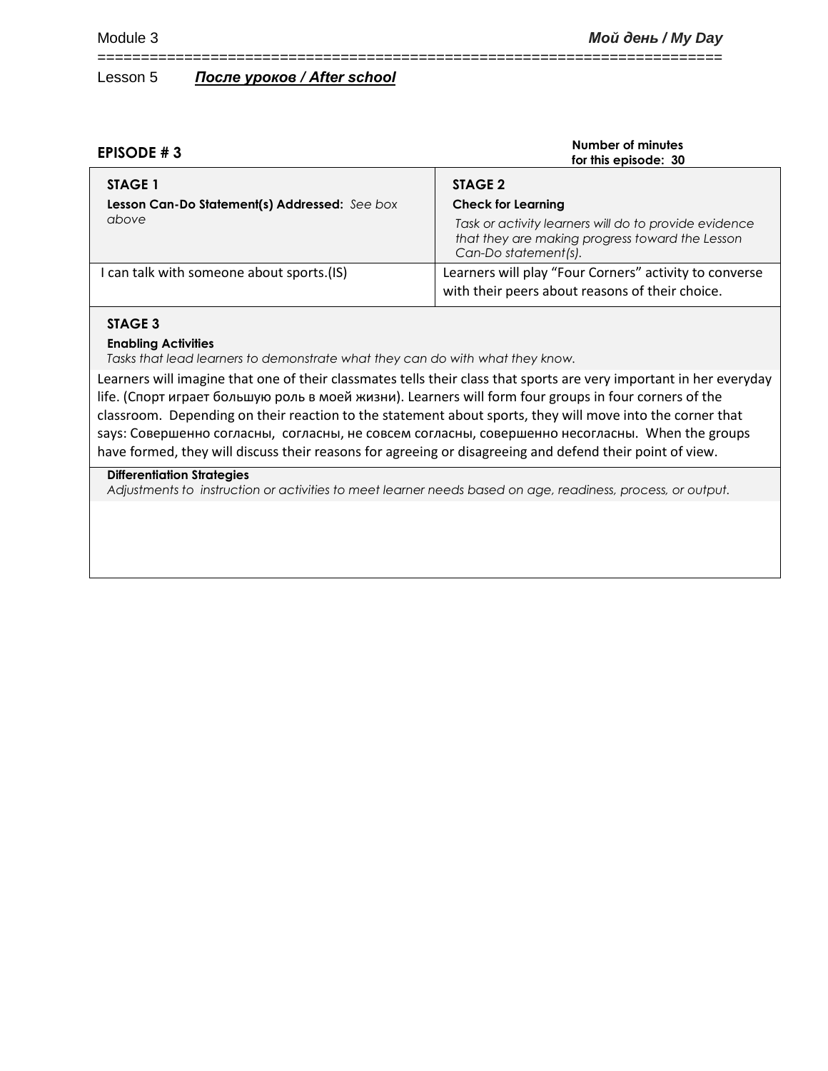Module 3 **_Мой день / My Day_**

Lesson 5 **_После уроков / After school_**

**EPISODE # 3**

**Number of minutes for this episode: 30**

| **STAGE 1**<br>**Lesson Can-Do Statement(s) Addressed:** *See box above* | **STAGE 2**<br>**Check for Learning**<br>*Task or activity learners will do to provide evidence that they are making progress toward the Lesson Can-Do statement(s).* |
|---|---|
| I can talk with someone about sports.(IS) | Learners will play "Four Corners" activity to converse with their peers about reasons of their choice. |

**STAGE 3**

**Enabling Activities**

*Tasks that lead learners to demonstrate what they can do with what they know.*

Learners will imagine that one of their classmates tells their class that sports are very important in her everyday life. (Спорт играет большую роль в моей жизни). Learners will form four groups in four corners of the classroom. Depending on their reaction to the statement about sports, they will move into the corner that says: Совершенно согласны, согласны, не совсем согласны, совершенно несогласны. When the groups have formed, they will discuss their reasons for agreeing or disagreeing and defend their point of view.

**Differentiation Strategies**

*Adjustments to instruction or activities to meet learner needs based on age, readiness, process, or output.*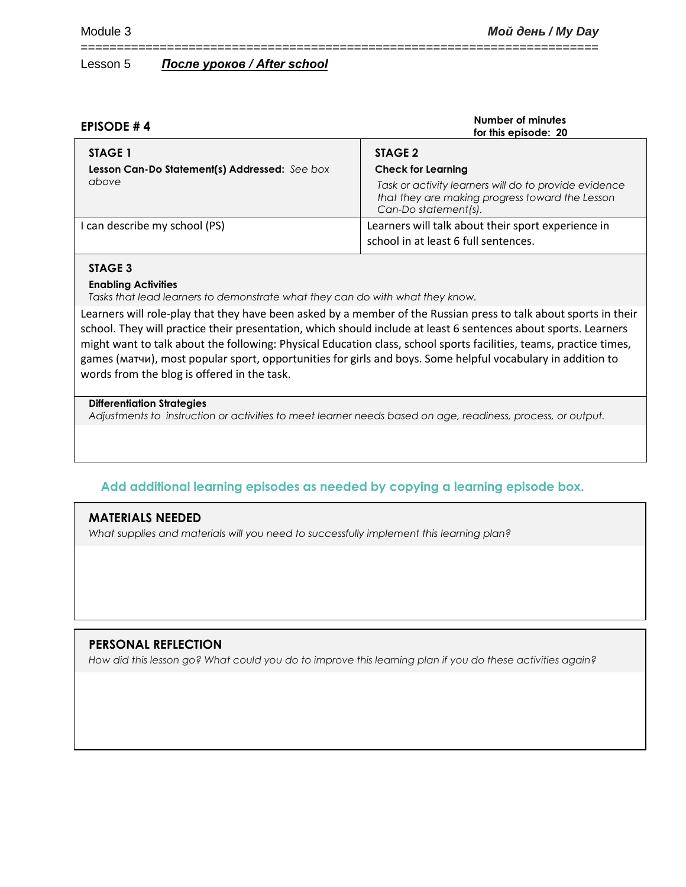Lesson 5 ***После уроков / After school***

## EPISODE # 4

**Number of minutes for this episode: 20**

| **STAGE 1**<br>**Lesson Can-Do Statement(s) Addressed:** *See box above* | **STAGE 2**<br>**Check for Learning**<br>*Task or activity learners will do to provide evidence that they are making progress toward the Lesson Can-Do statement(s).* |
|---|---|
| I can describe my school (PS) | Learners will talk about their sport experience in school in at least 6 full sentences. |

**STAGE 3**

**Enabling Activities**

*Tasks that lead learners to demonstrate what they can do with what they know.*

Learners will role-play that they have been asked by a member of the Russian press to talk about sports in their school. They will practice their presentation, which should include at least 6 sentences about sports. Learners might want to talk about the following: Physical Education class, school sports facilities, teams, practice times, games (матчи), most popular sport, opportunities for girls and boys. Some helpful vocabulary in addition to words from the blog is offered in the task.

**Differentiation Strategies**

*Adjustments to instruction or activities to meet learner needs based on age, readiness, process, or output.*

**Add additional learning episodes as needed by copying a learning episode box.**

## MATERIALS NEEDED

*What supplies and materials will you need to successfully implement this learning plan?*

## PERSONAL REFLECTION

*How did this lesson go? What could you do to improve this learning plan if you do these activities again?*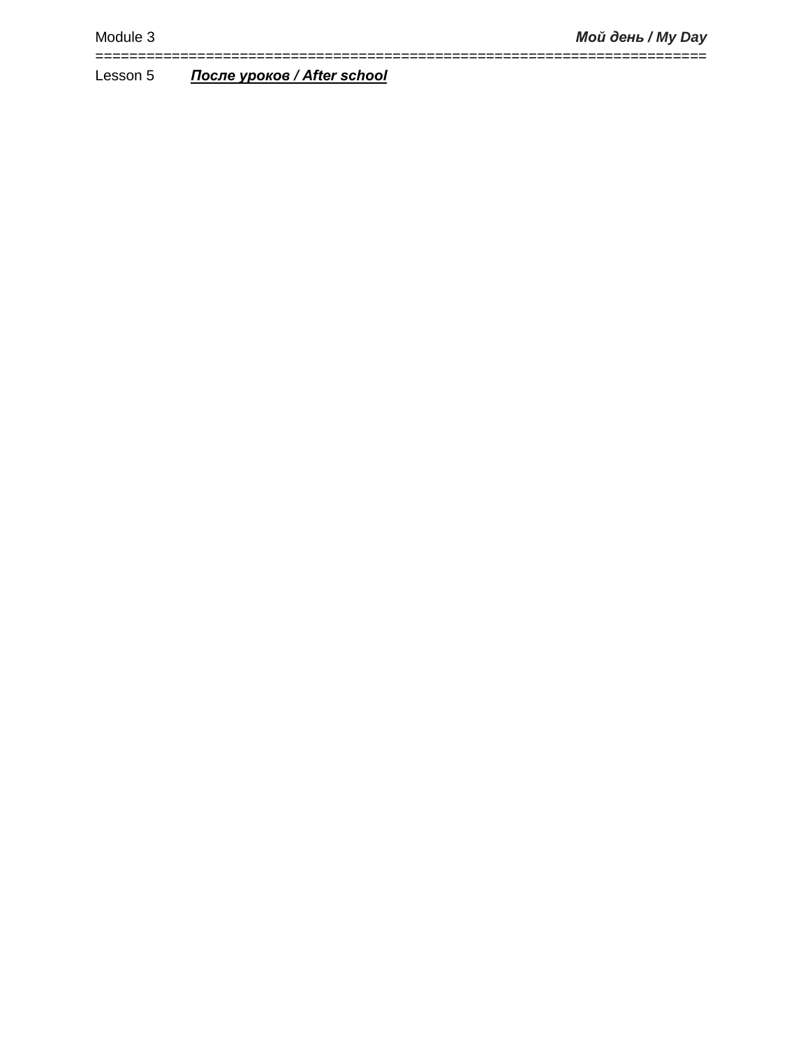Lesson 5 ***<u>После уроков / After school</u>***